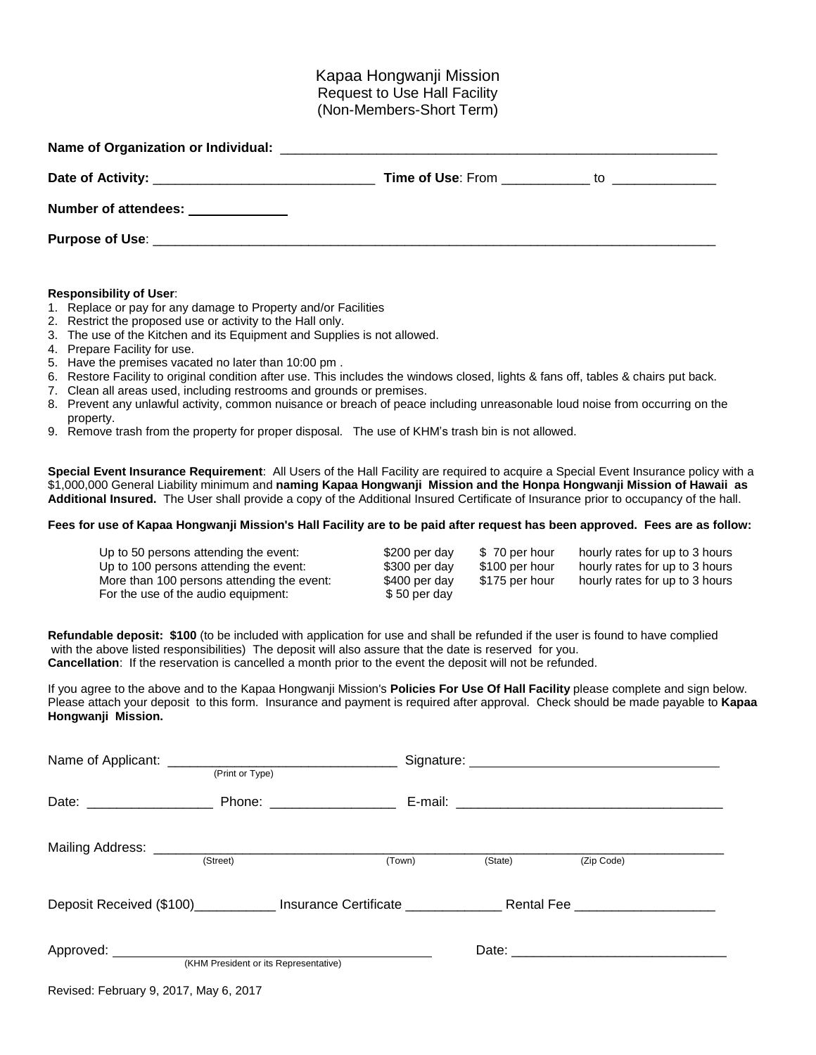# Kapaa Hongwanji Mission
## Request to Use Hall Facility
## (Non-Members-Short Term)

**Name of Organization or Individual:** ____________________________________________

**Date of Activity:** ______________________ **Time of Use**: From __________ to ____________

**Number of attendees:** ____________

**Purpose of Use**: ____________________________________________________________

**Responsibility of User**:

1. Replace or pay for any damage to Property and/or Facilities
2. Restrict the proposed use or activity to the Hall only.
3. The use of the Kitchen and its Equipment and Supplies is not allowed.
4. Prepare Facility for use.
5. Have the premises vacated no later than 10:00 pm .
6. Restore Facility to original condition after use. This includes the windows closed, lights & fans off, tables & chairs put back.
7. Clean all areas used, including restrooms and grounds or premises.
8. Prevent any unlawful activity, common nuisance or breach of peace including unreasonable loud noise from occurring on the property.
9. Remove trash from the property for proper disposal. The use of KHM's trash bin is not allowed.

**Special Event Insurance Requirement**: All Users of the Hall Facility are required to acquire a Special Event Insurance policy with a $1,000,000 General Liability minimum and **naming Kapaa Hongwanji Mission and the Honpa Hongwanji Mission of Hawaii as Additional Insured.** The User shall provide a copy of the Additional Insured Certificate of Insurance prior to occupancy of the hall.

**Fees for use of Kapaa Hongwanji Mission's Hall Facility are to be paid after request has been approved. Fees are as follow:**

| | | | |
|---|---|---|---|
| Up to 50 persons attending the event: | $200 per day | $ 70 per hour | hourly rates for up to 3 hours |
| Up to 100 persons attending the event: | $300 per day | $100 per hour | hourly rates for up to 3 hours |
| More than 100 persons attending the event: | $400 per day | $175 per hour | hourly rates for up to 3 hours |
| For the use of the audio equipment: | $ 50 per day | | |

**Refundable deposit: $100** (to be included with application for use and shall be refunded if the user is found to have complied with the above listed responsibilities) The deposit will also assure that the date is reserved for you.
**Cancellation**: If the reservation is cancelled a month prior to the event the deposit will not be refunded.

If you agree to the above and to the Kapaa Hongwanji Mission's **Policies For Use Of Hall Facility** please complete and sign below. Please attach your deposit to this form. Insurance and payment is required after approval. Check should be made payable to **Kapaa Hongwanji Mission.**

Name of Applicant: ____________________________ Signature: ______________________________
(Print or Type)

Date: _______________ Phone: _______________ E-mail: ________________________________

Mailing Address: ____________________________________________________________________
(Street) (Town) (State) (Zip Code)

Deposit Received ($100)__________ Insurance Certificate ____________ Rental Fee _________________

Approved: ________________________________________ Date: ___________________________
(KHM President or its Representative)

Revised: February 9, 2017, May 6, 2017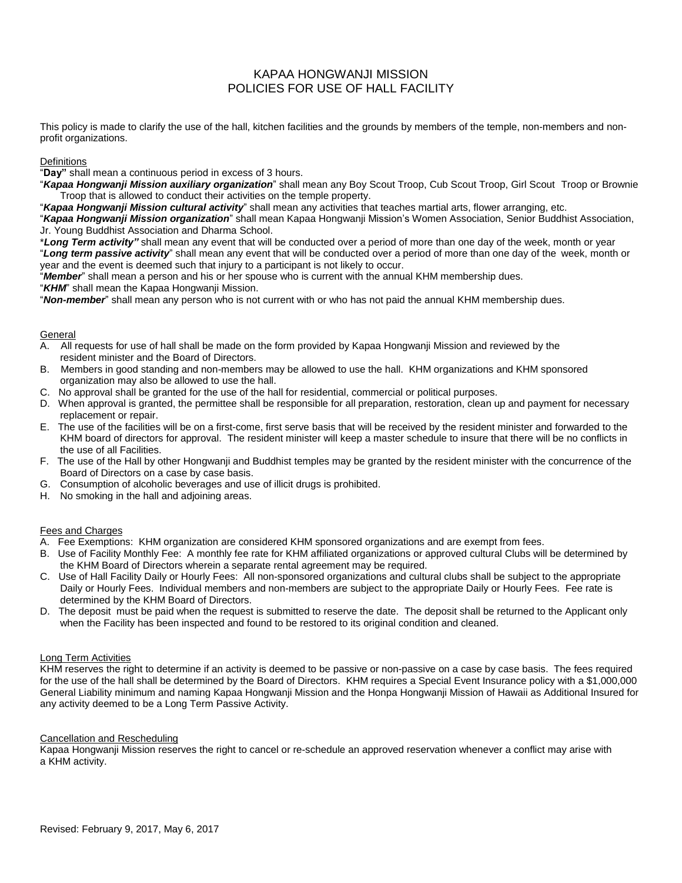# KAPAA HONGWANJI MISSION
# POLICIES FOR USE OF HALL FACILITY

This policy is made to clarify the use of the hall, kitchen facilities and the grounds by members of the temple, non-members and non-profit organizations.

## Definitions

"**Day"** shall mean a continuous period in excess of 3 hours.

"***Kapaa Hongwanji Mission auxiliary organization***" shall mean any Boy Scout Troop, Cub Scout Troop, Girl Scout Troop or Brownie Troop that is allowed to conduct their activities on the temple property.

"***Kapaa Hongwanji Mission cultural activity***" shall mean any activities that teaches martial arts, flower arranging, etc.

"***Kapaa Hongwanji Mission organization***" shall mean Kapaa Hongwanji Mission's Women Association, Senior Buddhist Association, Jr. Young Buddhist Association and Dharma School.

*"***Long Term activity"*** shall mean any event that will be conducted over a period of more than one day of the week, month or year

"***Long term passive activity***" shall mean any event that will be conducted over a period of more than one day of the week, month or year and the event is deemed such that injury to a participant is not likely to occur.

"***Member***" shall mean a person and his or her spouse who is current with the annual KHM membership dues.

"***KHM***" shall mean the Kapaa Hongwanji Mission.

"***Non-member***" shall mean any person who is not current with or who has not paid the annual KHM membership dues.

## General

A. All requests for use of hall shall be made on the form provided by Kapaa Hongwanji Mission and reviewed by the resident minister and the Board of Directors.

B. Members in good standing and non-members may be allowed to use the hall. KHM organizations and KHM sponsored organization may also be allowed to use the hall.

C. No approval shall be granted for the use of the hall for residential, commercial or political purposes.

D. When approval is granted, the permittee shall be responsible for all preparation, restoration, clean up and payment for necessary replacement or repair.

E. The use of the facilities will be on a first-come, first serve basis that will be received by the resident minister and forwarded to the KHM board of directors for approval. The resident minister will keep a master schedule to insure that there will be no conflicts in the use of all Facilities.

F. The use of the Hall by other Hongwanji and Buddhist temples may be granted by the resident minister with the concurrence of the Board of Directors on a case by case basis.

G. Consumption of alcoholic beverages and use of illicit drugs is prohibited.

H. No smoking in the hall and adjoining areas.

## Fees and Charges

A. Fee Exemptions: KHM organization are considered KHM sponsored organizations and are exempt from fees.

B. Use of Facility Monthly Fee: A monthly fee rate for KHM affiliated organizations or approved cultural Clubs will be determined by the KHM Board of Directors wherein a separate rental agreement may be required.

C. Use of Hall Facility Daily or Hourly Fees: All non-sponsored organizations and cultural clubs shall be subject to the appropriate Daily or Hourly Fees. Individual members and non-members are subject to the appropriate Daily or Hourly Fees. Fee rate is determined by the KHM Board of Directors.

D. The deposit must be paid when the request is submitted to reserve the date. The deposit shall be returned to the Applicant only when the Facility has been inspected and found to be restored to its original condition and cleaned.

## Long Term Activities

KHM reserves the right to determine if an activity is deemed to be passive or non-passive on a case by case basis. The fees required for the use of the hall shall be determined by the Board of Directors. KHM requires a Special Event Insurance policy with a $1,000,000 General Liability minimum and naming Kapaa Hongwanji Mission and the Honpa Hongwanji Mission of Hawaii as Additional Insured for any activity deemed to be a Long Term Passive Activity.

## Cancellation and Rescheduling

Kapaa Hongwanji Mission reserves the right to cancel or re-schedule an approved reservation whenever a conflict may arise with a KHM activity.

Revised: February 9, 2017, May 6, 2017